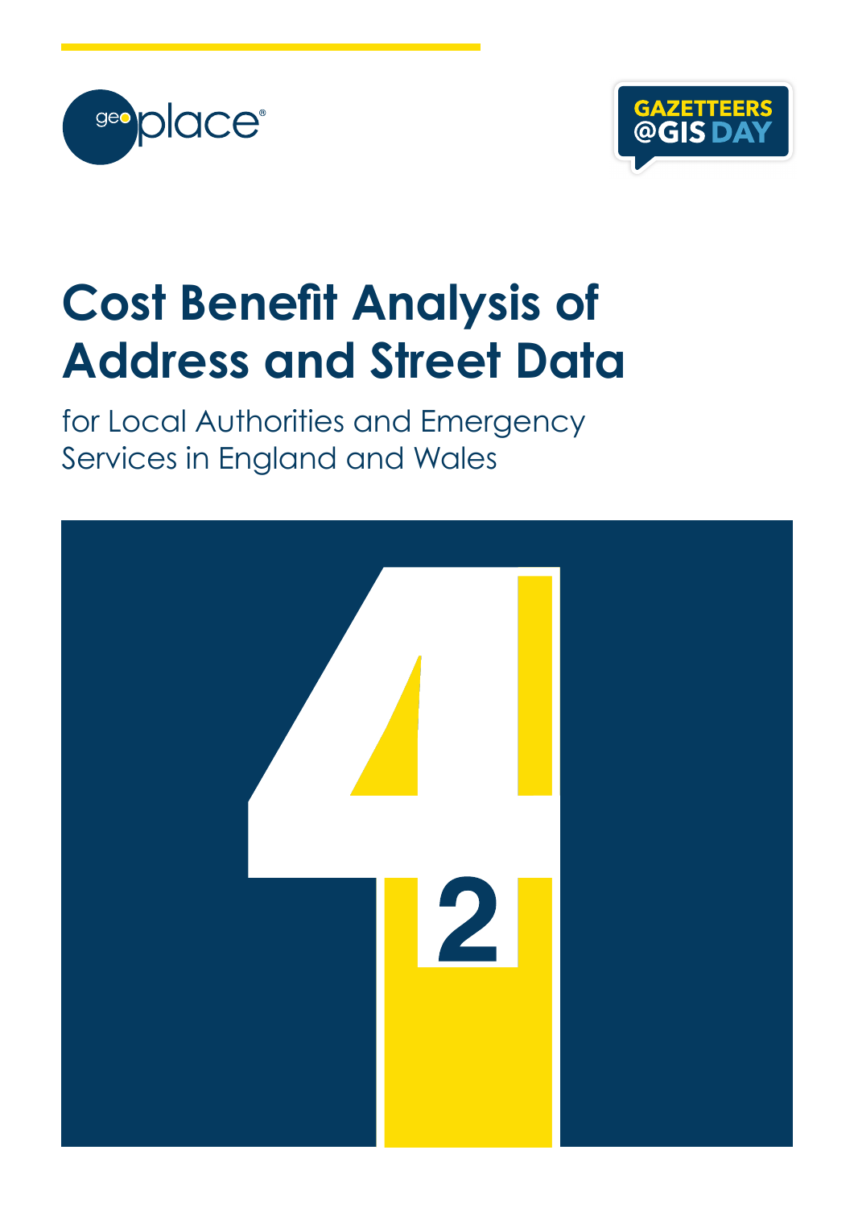geoplace®

GAZETTEERS @GIS DAY

# Cost Benefit Analysis of Address and Street Data

for Local Authorities and Emergency Services in England and Wales

4 2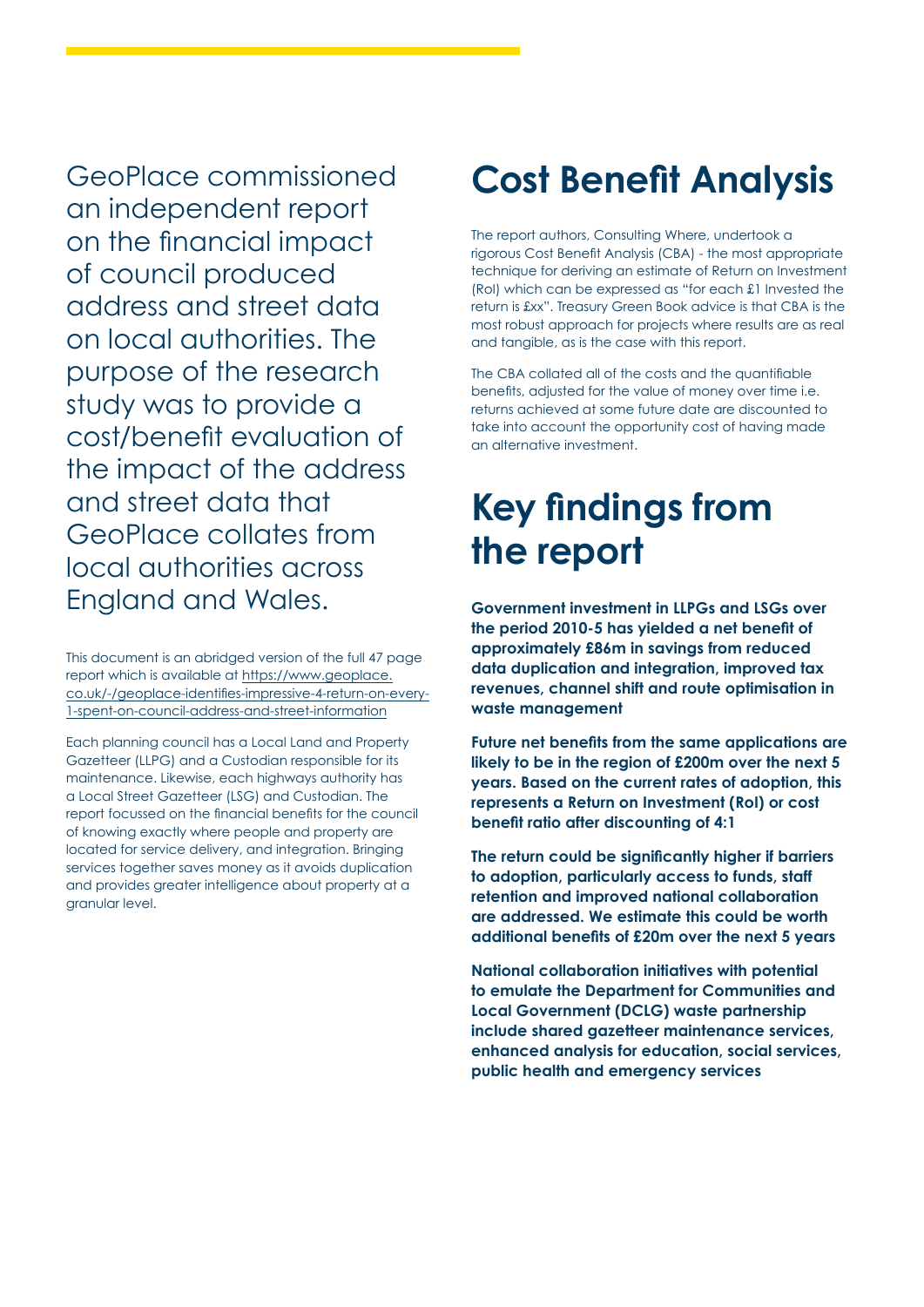GeoPlace commissioned an independent report on the financial impact of council produced address and street data on local authorities. The purpose of the research study was to provide a cost/benefit evaluation of the impact of the address and street data that GeoPlace collates from local authorities across England and Wales.

This document is an abridged version of the full 47 page report which is available at [https://www.geoplace.co.uk/-/geoplace-identifies-impressive-4-return-on-every-1-spent-on-council-address-and-street-information](https://www.geoplace.co.uk/-/geoplace-identifies-impressive-4-return-on-every-1-spent-on-council-address-and-street-information)

Each planning council has a Local Land and Property Gazetteer (LLPG) and a Custodian responsible for its maintenance. Likewise, each highways authority has a Local Street Gazetteer (LSG) and Custodian. The report focussed on the financial benefits for the council of knowing exactly where people and property are located for service delivery, and integration. Bringing services together saves money as it avoids duplication and provides greater intelligence about property at a granular level.

# Cost Benefit Analysis

The report authors, Consulting Where, undertook a rigorous Cost Benefit Analysis (CBA) - the most appropriate technique for deriving an estimate of Return on Investment (RoI) which can be expressed as "for each £1 Invested the return is £xx". Treasury Green Book advice is that CBA is the most robust approach for projects where results are as real and tangible, as is the case with this report.

The CBA collated all of the costs and the quantifiable benefits, adjusted for the value of money over time i.e. returns achieved at some future date are discounted to take into account the opportunity cost of having made an alternative investment.

# Key findings from the report

**Government investment in LLPGs and LSGs over the period 2010-5 has yielded a net benefit of approximately £86m in savings from reduced data duplication and integration, improved tax revenues, channel shift and route optimisation in waste management**

**Future net benefits from the same applications are likely to be in the region of £200m over the next 5 years. Based on the current rates of adoption, this represents a Return on Investment (RoI) or cost benefit ratio after discounting of 4:1**

**The return could be significantly higher if barriers to adoption, particularly access to funds, staff retention and improved national collaboration are addressed. We estimate this could be worth additional benefits of £20m over the next 5 years**

**National collaboration initiatives with potential to emulate the Department for Communities and Local Government (DCLG) waste partnership include shared gazetteer maintenance services, enhanced analysis for education, social services, public health and emergency services**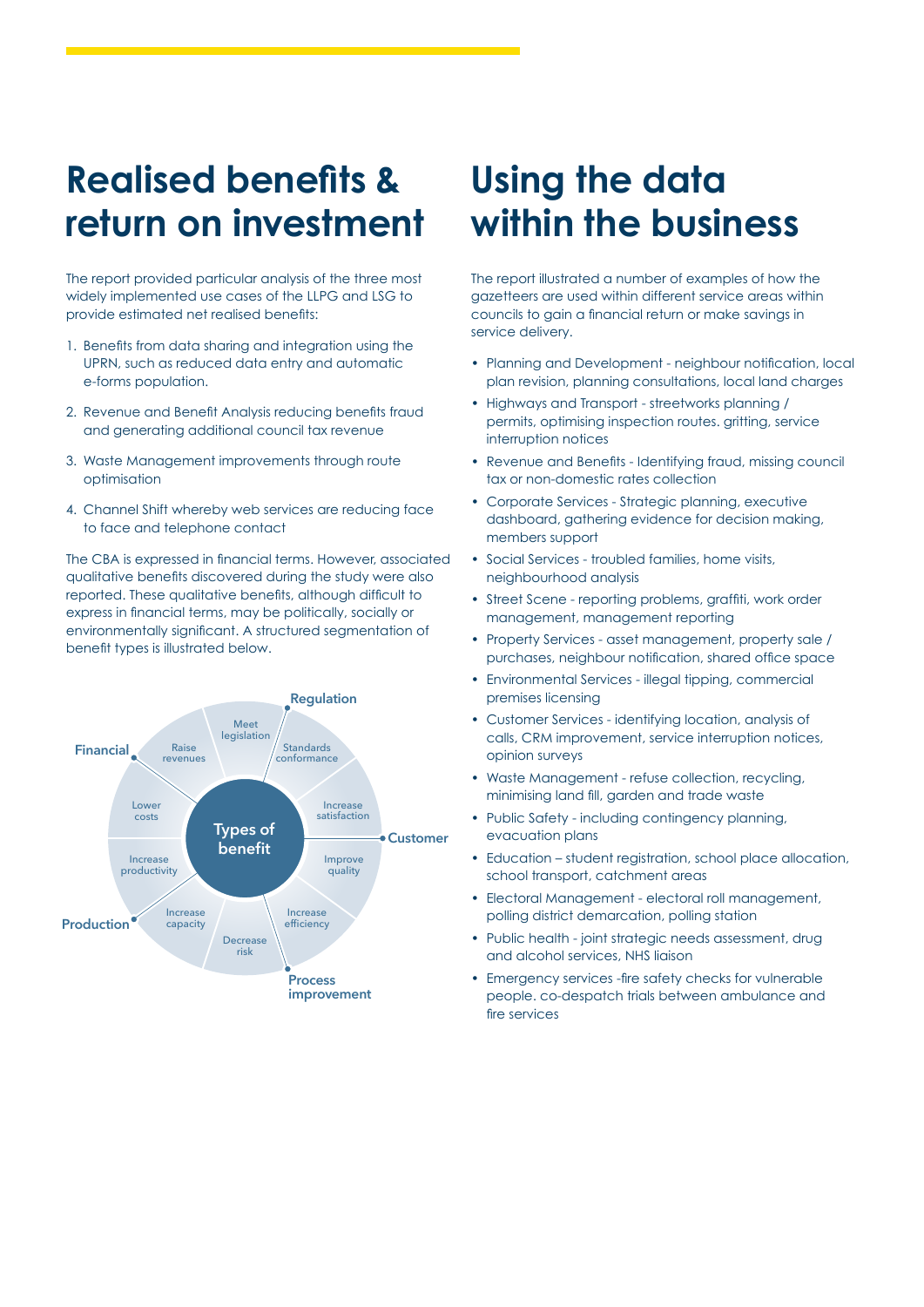# Realised benefits & return on investment

The report provided particular analysis of the three most widely implemented use cases of the LLPG and LSG to provide estimated net realised benefits:

1. Benefits from data sharing and integration using the UPRN, such as reduced data entry and automatic e-forms population.
2. Revenue and Benefit Analysis reducing benefits fraud and generating additional council tax revenue
3. Waste Management improvements through route optimisation
4. Channel Shift whereby web services are reducing face to face and telephone contact

The CBA is expressed in financial terms. However, associated qualitative benefits discovered during the study were also reported. These qualitative benefits, although difficult to express in financial terms, may be politically, socially or environmentally significant. A structured segmentation of benefit types is illustrated below.

Types of benefit

- Regulation: Meet legislation, Standards conformance
- Customer: Increase satisfaction, Improve quality
- Process improvement: Increase efficiency, Decrease risk
- Production: Increase capacity, Increase productivity
- Financial: Lower costs, Raise revenues

# Using the data within the business

The report illustrated a number of examples of how the gazetteers are used within different service areas within councils to gain a financial return or make savings in service delivery.

- Planning and Development - neighbour notification, local plan revision, planning consultations, local land charges
- Highways and Transport - streetworks planning / permits, optimising inspection routes. gritting, service interruption notices
- Revenue and Benefits - Identifying fraud, missing council tax or non-domestic rates collection
- Corporate Services - Strategic planning, executive dashboard, gathering evidence for decision making, members support
- Social Services - troubled families, home visits, neighbourhood analysis
- Street Scene - reporting problems, graffiti, work order management, management reporting
- Property Services - asset management, property sale / purchases, neighbour notification, shared office space
- Environmental Services - illegal tipping, commercial premises licensing
- Customer Services - identifying location, analysis of calls, CRM improvement, service interruption notices, opinion surveys
- Waste Management - refuse collection, recycling, minimising land fill, garden and trade waste
- Public Safety - including contingency planning, evacuation plans
- Education – student registration, school place allocation, school transport, catchment areas
- Electoral Management - electoral roll management, polling district demarcation, polling station
- Public health - joint strategic needs assessment, drug and alcohol services, NHS liaison
- Emergency services -fire safety checks for vulnerable people. co-despatch trials between ambulance and fire services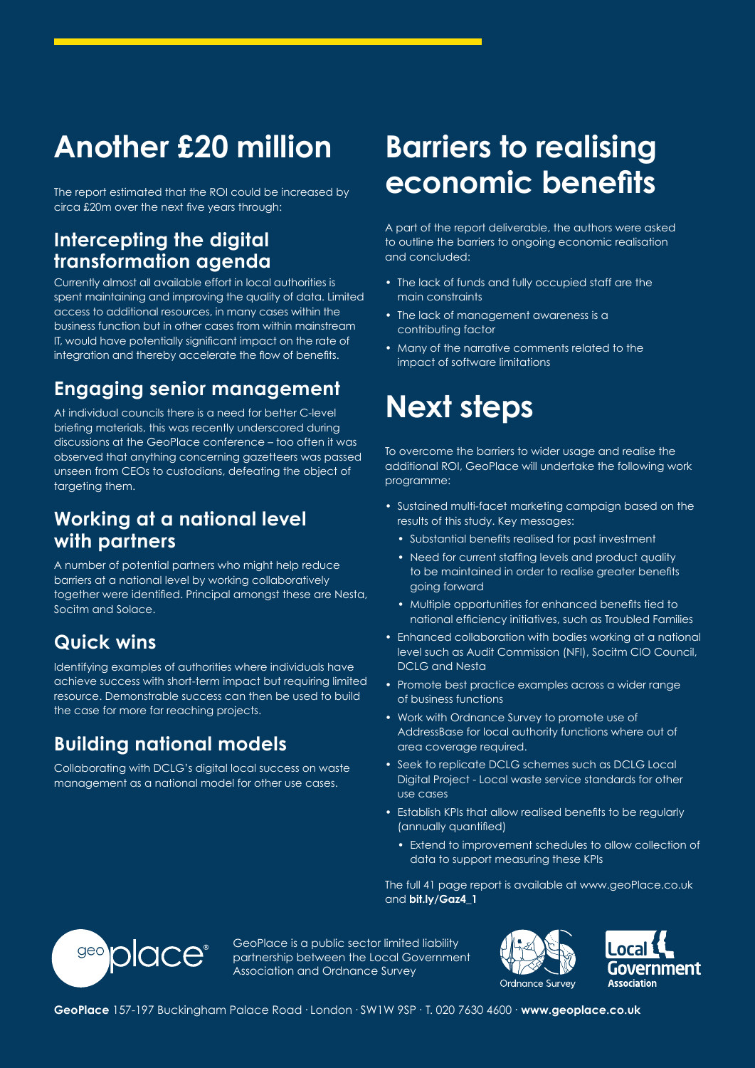# Another £20 million

The report estimated that the ROI could be increased by circa £20m over the next five years through:

## Intercepting the digital transformation agenda

Currently almost all available effort in local authorities is spent maintaining and improving the quality of data. Limited access to additional resources, in many cases within the business function but in other cases from within mainstream IT, would have potentially significant impact on the rate of integration and thereby accelerate the flow of benefits.

## Engaging senior management

At individual councils there is a need for better C-level briefing materials, this was recently underscored during discussions at the GeoPlace conference – too often it was observed that anything concerning gazetteers was passed unseen from CEOs to custodians, defeating the object of targeting them.

## Working at a national level with partners

A number of potential partners who might help reduce barriers at a national level by working collaboratively together were identified. Principal amongst these are Nesta, Socitm and Solace.

## Quick wins

Identifying examples of authorities where individuals have achieve success with short-term impact but requiring limited resource. Demonstrable success can then be used to build the case for more far reaching projects.

## Building national models

Collaborating with DCLG's digital local success on waste management as a national model for other use cases.

# Barriers to realising economic benefits

A part of the report deliverable, the authors were asked to outline the barriers to ongoing economic realisation and concluded:

- The lack of funds and fully occupied staff are the main constraints
- The lack of management awareness is a contributing factor
- Many of the narrative comments related to the impact of software limitations

# Next steps

To overcome the barriers to wider usage and realise the additional ROI, GeoPlace will undertake the following work programme:

- Sustained multi-facet marketing campaign based on the results of this study. Key messages:
  - Substantial benefits realised for past investment
  - Need for current staffing levels and product quality to be maintained in order to realise greater benefits going forward
  - Multiple opportunities for enhanced benefits tied to national efficiency initiatives, such as Troubled Families
- Enhanced collaboration with bodies working at a national level such as Audit Commission (NFI), Socitm CIO Council, DCLG and Nesta
- Promote best practice examples across a wider range of business functions
- Work with Ordnance Survey to promote use of AddressBase for local authority functions where out of area coverage required.
- Seek to replicate DCLG schemes such as DCLG Local Digital Project - Local waste service standards for other use cases
- Establish KPIs that allow realised benefits to be regularly (annually quantified)
  - Extend to improvement schedules to allow collection of data to support measuring these KPIs

The full 41 page report is available at www.geoPlace.co.uk and **bit.ly/Gaz4_1**

GeoPlace is a public sector limited liability partnership between the Local Government Association and Ordnance Survey

**GeoPlace** 157-197 Buckingham Palace Road · London · SW1W 9SP · T. 020 7630 4600 · **www.geoplace.co.uk**